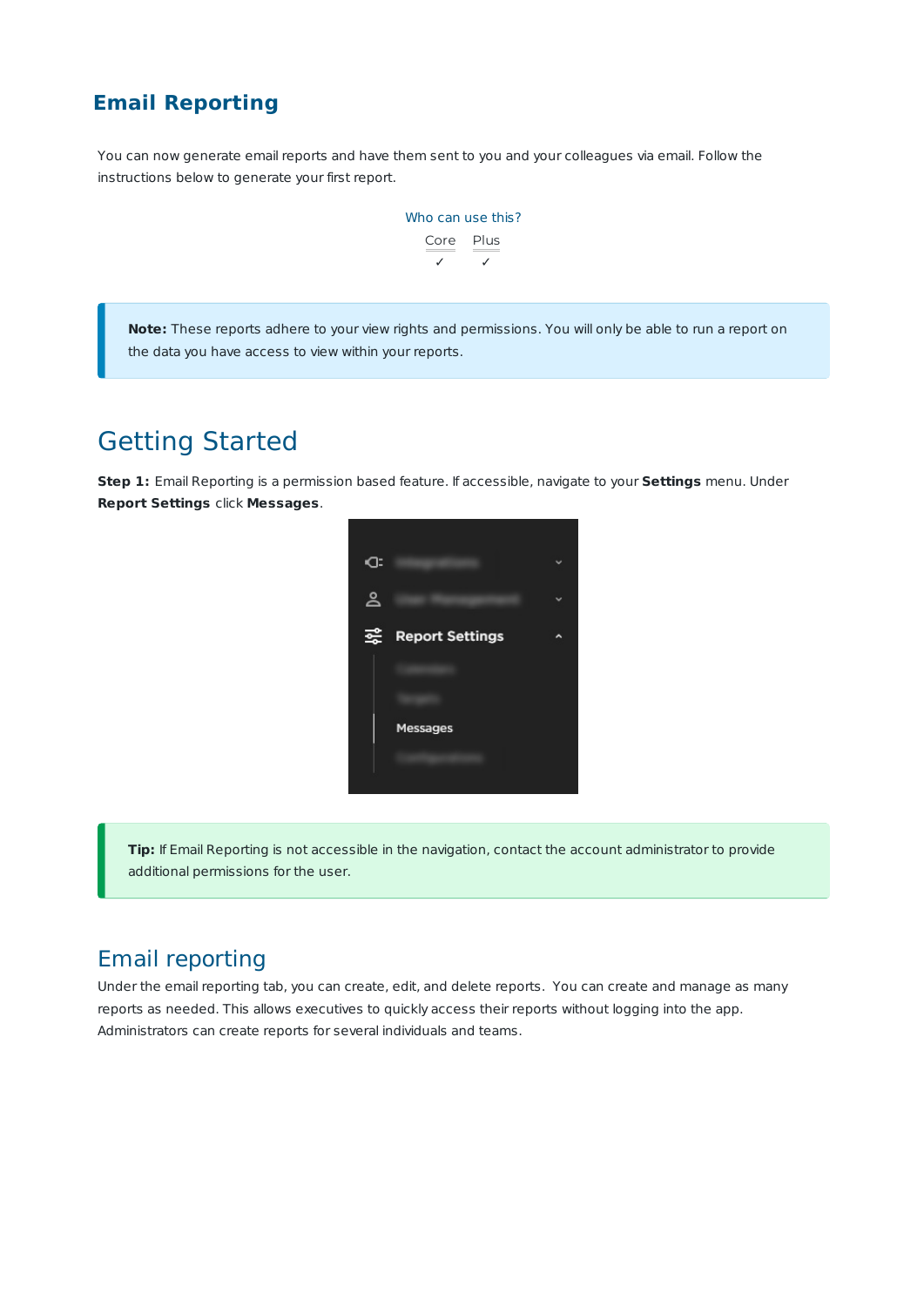# Email Reporting

You can now generate email reports and have them sent to you and your colleagues via email. Follow the instructions below to generate your first report.

Who can use this?

| Core | Plus |
| --- | --- |
| ✓ | ✓ |

**Note:** These reports adhere to your view rights and permissions. You will only be able to run a report on the data you have access to view within your reports.

## Getting Started

**Step 1:** Email Reporting is a permission based feature. If accessible, navigate to your **Settings** menu. Under **Report Settings** click **Messages**.

**Tip:** If Email Reporting is not accessible in the navigation, contact the account administrator to provide additional permissions for the user.

### Email reporting

Under the email reporting tab, you can create, edit, and delete reports. You can create and manage as many reports as needed. This allows executives to quickly access their reports without logging into the app. Administrators can create reports for several individuals and teams.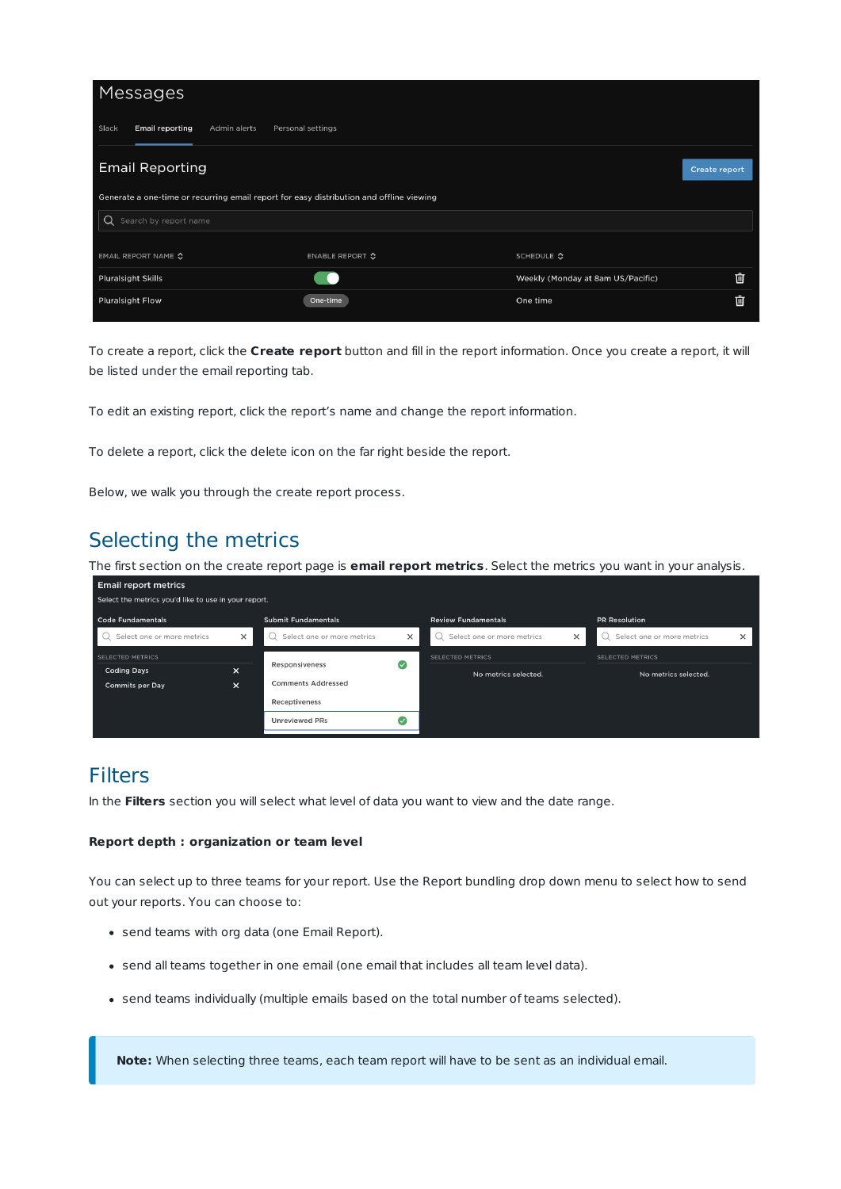To create a report, click the **Create report** button and fill in the report information. Once you create a report, it will be listed under the email reporting tab.

To edit an existing report, click the report's name and change the report information.

To delete a report, click the delete icon on the far right beside the report.

Below, we walk you through the create report process.

## Selecting the metrics

The first section on the create report page is **email report metrics**. Select the metrics you want in your analysis.

## Filters

In the **Filters** section you will select what level of data you want to view and the date range.

**Report depth : organization or team level**

You can select up to three teams for your report. Use the Report bundling drop down menu to select how to send out your reports. You can choose to:

- send teams with org data (one Email Report).
- send all teams together in one email (one email that includes all team level data).
- send teams individually (multiple emails based on the total number of teams selected).

> **Note:** When selecting three teams, each team report will have to be sent as an individual email.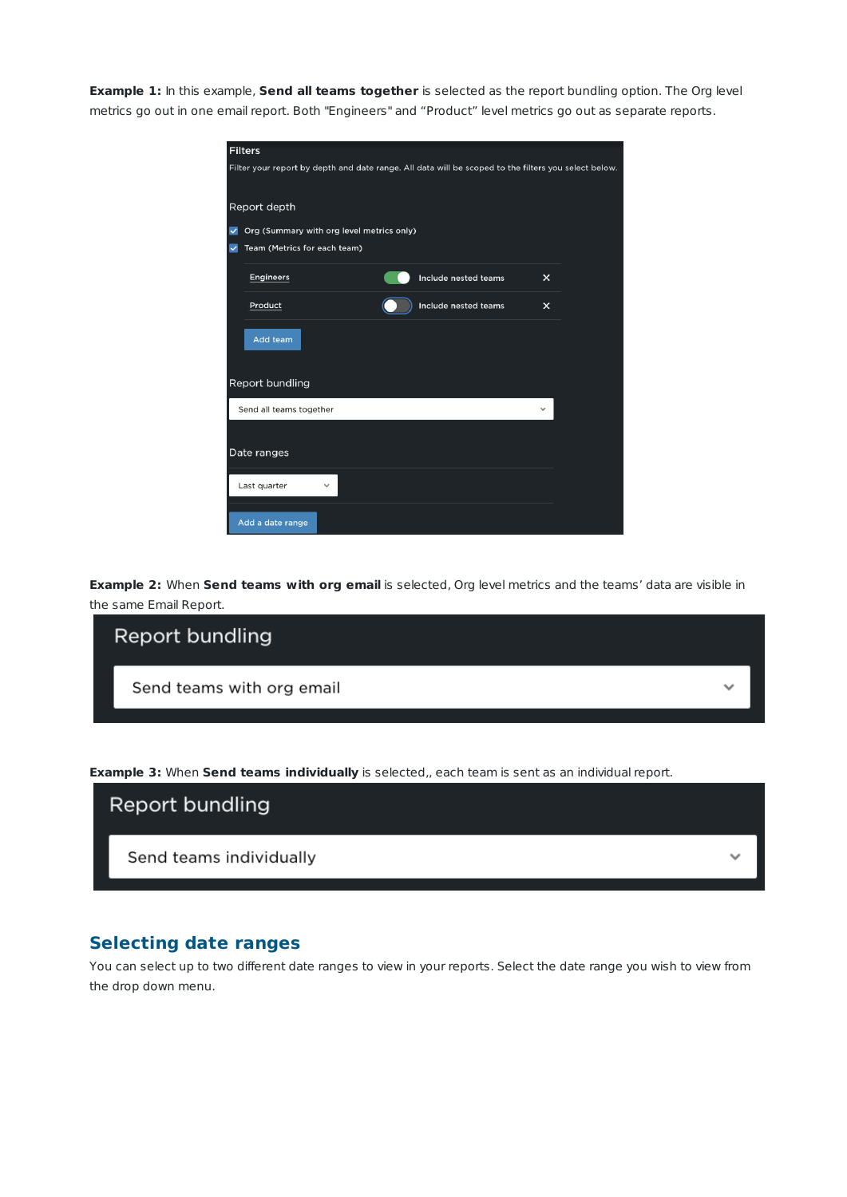**Example 1:** In this example, **Send all teams together** is selected as the report bundling option. The Org level metrics go out in one email report. Both "Engineers" and "Product" level metrics go out as separate reports.

Filters

Filter your report by depth and date range. All data will be scoped to the filters you select below.

Report depth

- [x] Org (Summary with org level metrics only)
- [x] Team (Metrics for each team)

Engineers — Include nested teams

Product — Include nested teams

Add team

Report bundling

Send all teams together

Date ranges

Last quarter

Add a date range

**Example 2:** When **Send teams with org email** is selected, Org level metrics and the teams' data are visible in the same Email Report.

Report bundling

Send teams with org email

**Example 3:** When **Send teams individually** is selected,, each team is sent as an individual report.

Report bundling

Send teams individually

## Selecting date ranges

You can select up to two different date ranges to view in your reports. Select the date range you wish to view from the drop down menu.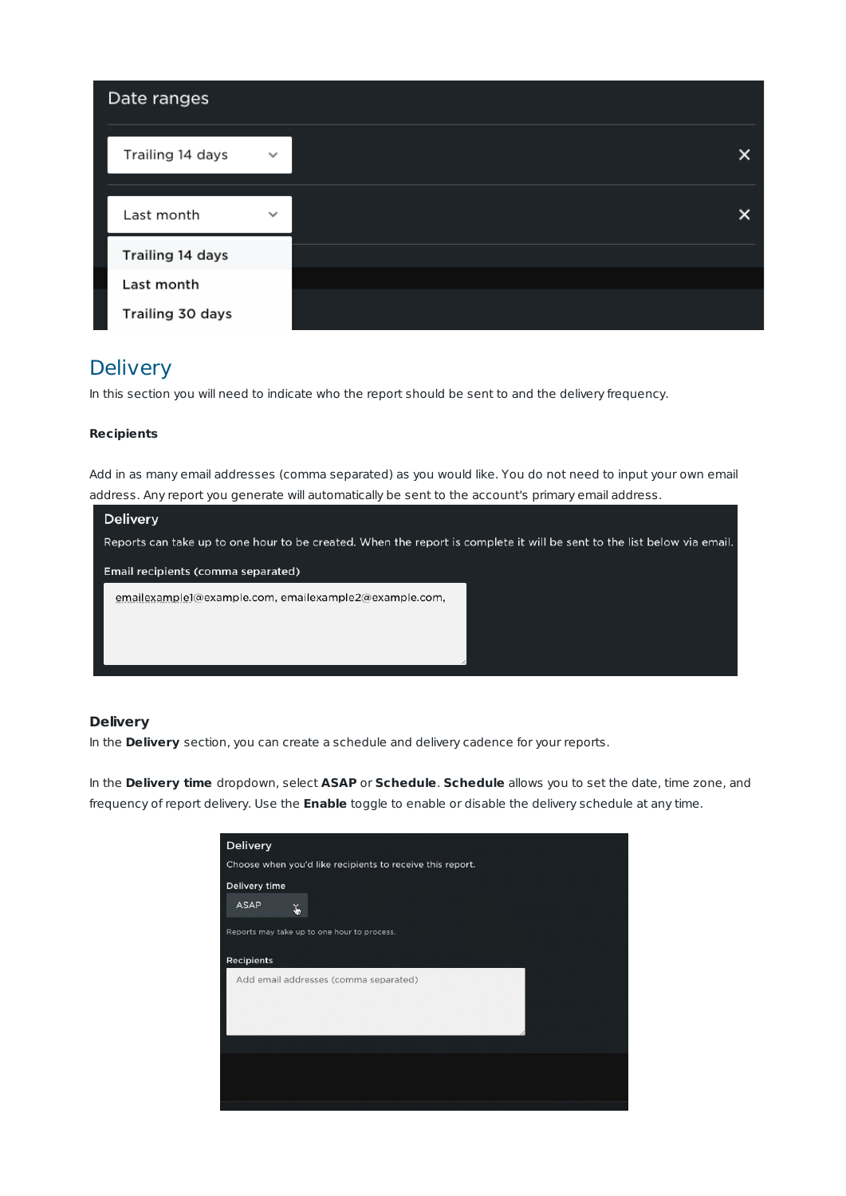## Delivery

In this section you will need to indicate who the report should be sent to and the delivery frequency.

**Recipients**

Add in as many email addresses (comma separated) as you would like. You do not need to input your own email address. Any report you generate will automatically be sent to the account's primary email address.

**Delivery**

In the **Delivery** section, you can create a schedule and delivery cadence for your reports.

In the **Delivery time** dropdown, select **ASAP** or **Schedule**. **Schedule** allows you to set the date, time zone, and frequency of report delivery. Use the **Enable** toggle to enable or disable the delivery schedule at any time.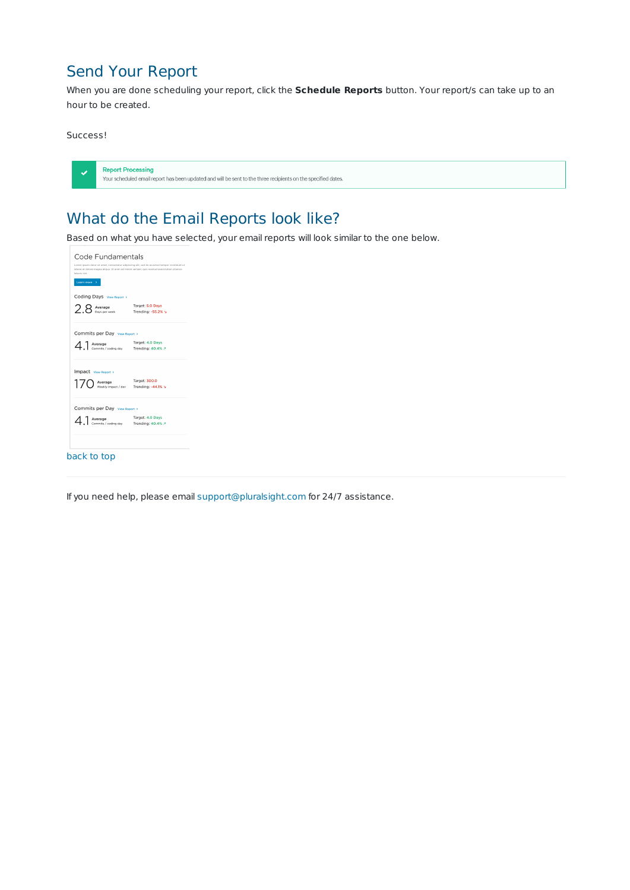## Send Your Report

When you are done scheduling your report, click the **Schedule Reports** button. Your report/s can take up to an hour to be created.

Success!

Report Processing
Your scheduled email report has been updated and will be sent to the three recipients on the specified dates.

## What do the Email Reports look like?

Based on what you have selected, your email reports will look similar to the one below.

Code Fundamentals

Learn more ›

Coding Days View Report ›
2.8 Average Days per week
Target: 5.0 Days
Trending: -55.2% ↘

Commits per Day View Report ›
4.1 Average Commits / coding day
Target: 4.0 Days
Trending: 40.4% ↗

Impact View Report ›
170 Average Weekly impact / dev
Target: 300.0
Trending: -44.1% ↘

Commits per Day View Report ›
4.1 Average Commits / coding day
Target: 4.0 Days
Trending: 40.4% ↗

back to top

---

If you need help, please email support@pluralsight.com for 24/7 assistance.